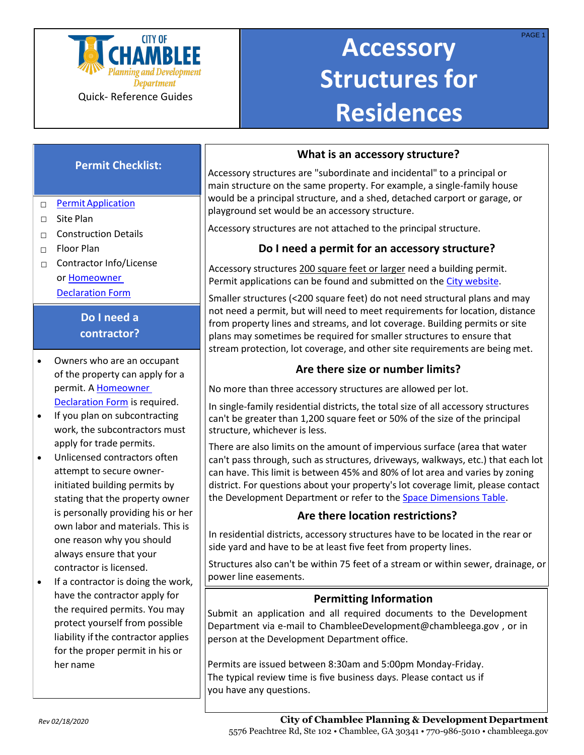CITY OF CHAMBLEE
Planning and Development Department

Quick- Reference Guides

# Accessory Structures for Residences

## Permit Checklist:

- ☐ Permit Application
- ☐ Site Plan
- ☐ Construction Details
- ☐ Floor Plan
- ☐ Contractor Info/License or Homeowner Declaration Form

## Do I need a contractor?

- Owners who are an occupant of the property can apply for a permit. A Homeowner Declaration Form is required.
- If you plan on subcontracting work, the subcontractors must apply for trade permits.
- Unlicensed contractors often attempt to secure owner-initiated building permits by stating that the property owner is personally providing his or her own labor and materials. This is one reason why you should always ensure that your contractor is licensed.
- If a contractor is doing the work, have the contractor apply for the required permits. You may protect yourself from possible liability if the contractor applies for the proper permit in his or her name

## What is an accessory structure?

Accessory structures are "subordinate and incidental" to a principal or main structure on the same property. For example, a single-family house would be a principal structure, and a shed, detached carport or garage, or playground set would be an accessory structure.

Accessory structures are not attached to the principal structure.

## Do I need a permit for an accessory structure?

Accessory structures 200 square feet or larger need a building permit. Permit applications can be found and submitted on the City website.

Smaller structures (<200 square feet) do not need structural plans and may not need a permit, but will need to meet requirements for location, distance from property lines and streams, and lot coverage. Building permits or site plans may sometimes be required for smaller structures to ensure that stream protection, lot coverage, and other site requirements are being met.

## Are there size or number limits?

No more than three accessory structures are allowed per lot.

In single-family residential districts, the total size of all accessory structures can't be greater than 1,200 square feet or 50% of the size of the principal structure, whichever is less.

There are also limits on the amount of impervious surface (area that water can't pass through, such as structures, driveways, walkways, etc.) that each lot can have. This limit is between 45% and 80% of lot area and varies by zoning district. For questions about your property's lot coverage limit, please contact the Development Department or refer to the Space Dimensions Table.

## Are there location restrictions?

In residential districts, accessory structures have to be located in the rear or side yard and have to be at least five feet from property lines.

Structures also can't be within 75 feet of a stream or within sewer, drainage, or power line easements.

## Permitting Information

Submit an application and all required documents to the Development Department via e-mail to ChambleeDevelopment@chambleega.gov , or in person at the Development Department office.

Permits are issued between 8:30am and 5:00pm Monday-Friday. The typical review time is five business days. Please contact us if you have any questions.

*Rev 02/18/2020*

**City of Chamblee Planning & Development Department**
5576 Peachtree Rd, Ste 102 • Chamblee, GA 30341 • 770-986-5010 • chambleega.gov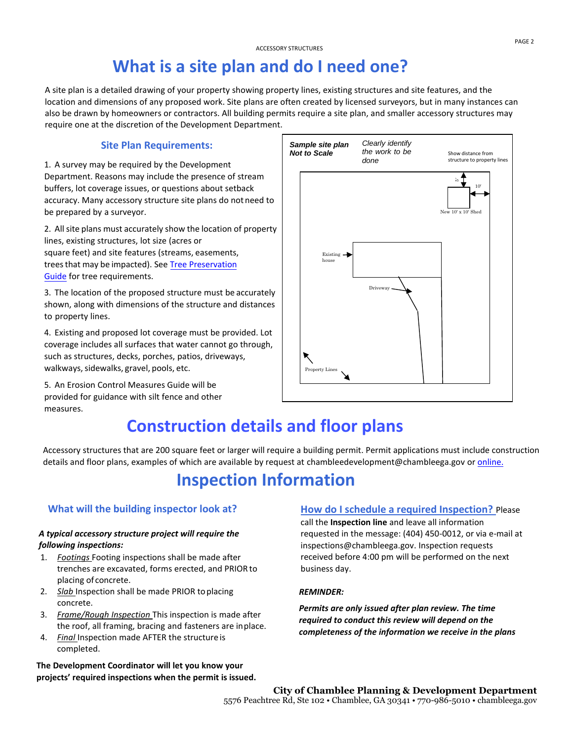# What is a site plan and do I need one?

A site plan is a detailed drawing of your property showing property lines, existing structures and site features, and the location and dimensions of any proposed work. Site plans are often created by licensed surveyors, but in many instances can also be drawn by homeowners or contractors. All building permits require a site plan, and smaller accessory structures may require one at the discretion of the Development Department.

## Site Plan Requirements:

1. A survey may be required by the Development Department. Reasons may include the presence of stream buffers, lot coverage issues, or questions about setback accuracy. Many accessory structure site plans do not need to be prepared by a surveyor.

2. All site plans must accurately show the location of property lines, existing structures, lot size (acres or square feet) and site features (streams, easements, trees that may be impacted). See [Tree Preservation Guide]() for tree requirements.

3. The location of the proposed structure must be accurately shown, along with dimensions of the structure and distances to property lines.

4. Existing and proposed lot coverage must be provided. Lot coverage includes all surfaces that water cannot go through, such as structures, decks, porches, patios, driveways, walkways, sidewalks, gravel, pools, etc.

5. An Erosion Control Measures Guide will be provided for guidance with silt fence and other measures.

***Sample site plan Not to Scale***

*Clearly identify the work to be done*

Show distance from structure to property lines

5'

10'

New 10' x 10' Shed

Existing house

Driveway

Property Lines

# Construction details and floor plans

Accessory structures that are 200 square feet or larger will require a building permit. Permit applications must include construction details and floor plans, examples of which are available by request at chambleedevelopment@chambleega.gov or [online.]()

# Inspection Information

## What will the building inspector look at?

***A typical accessory structure project will require the following inspections:***

1. *Footings* Footing inspections shall be made after trenches are excavated, forms erected, and PRIOR to placing of concrete.
2. *Slab* Inspection shall be made PRIOR to placing concrete.
3. *Frame/Rough Inspection* This inspection is made after the roof, all framing, bracing and fasteners are in place.
4. *Final* Inspection made AFTER the structure is completed.

**The Development Coordinator will let you know your projects' required inspections when the permit is issued.**

## How do I schedule a required Inspection?

Please call the **Inspection line** and leave all information requested in the message: (404) 450-0012, or via e-mail at inspections@chambleega.gov. Inspection requests received before 4:00 pm will be performed on the next business day.

***REMINDER:***

***Permits are only issued after plan review. The time required to conduct this review will depend on the completeness of the information we receive in the plans***

**City of Chamblee Planning & Development Department**
5576 Peachtree Rd, Ste 102 • Chamblee, GA 30341 • 770-986-5010 • chambleega.gov